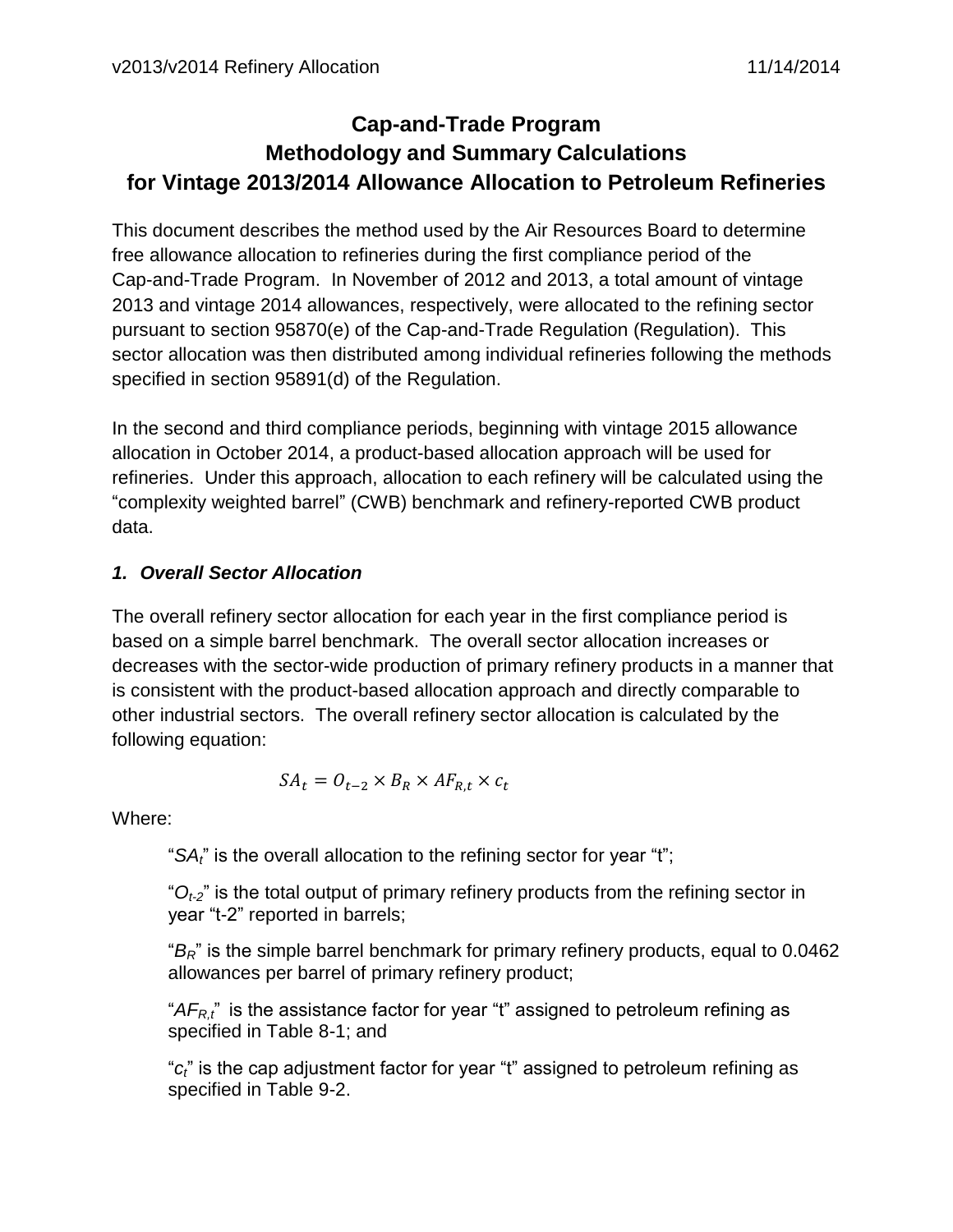# Cap-and-Trade Program
# Methodology and Summary Calculations
# for Vintage 2013/2014 Allowance Allocation to Petroleum Refineries

This document describes the method used by the Air Resources Board to determine free allowance allocation to refineries during the first compliance period of the Cap-and-Trade Program. In November of 2012 and 2013, a total amount of vintage 2013 and vintage 2014 allowances, respectively, were allocated to the refining sector pursuant to section 95870(e) of the Cap-and-Trade Regulation (Regulation). This sector allocation was then distributed among individual refineries following the methods specified in section 95891(d) of the Regulation.

In the second and third compliance periods, beginning with vintage 2015 allowance allocation in October 2014, a product-based allocation approach will be used for refineries. Under this approach, allocation to each refinery will be calculated using the "complexity weighted barrel" (CWB) benchmark and refinery-reported CWB product data.

### *1. Overall Sector Allocation*

The overall refinery sector allocation for each year in the first compliance period is based on a simple barrel benchmark. The overall sector allocation increases or decreases with the sector-wide production of primary refinery products in a manner that is consistent with the product-based allocation approach and directly comparable to other industrial sectors. The overall refinery sector allocation is calculated by the following equation:

$$SA_t = O_{t-2} \times B_R \times AF_{R,t} \times c_t$$

Where:

"$SA_t$" is the overall allocation to the refining sector for year "t";

"$O_{t-2}$" is the total output of primary refinery products from the refining sector in year "t-2" reported in barrels;

"$B_R$" is the simple barrel benchmark for primary refinery products, equal to 0.0462 allowances per barrel of primary refinery product;

"$AF_{R,t}$" is the assistance factor for year "t" assigned to petroleum refining as specified in Table 8-1; and

"$c_t$" is the cap adjustment factor for year "t" assigned to petroleum refining as specified in Table 9-2.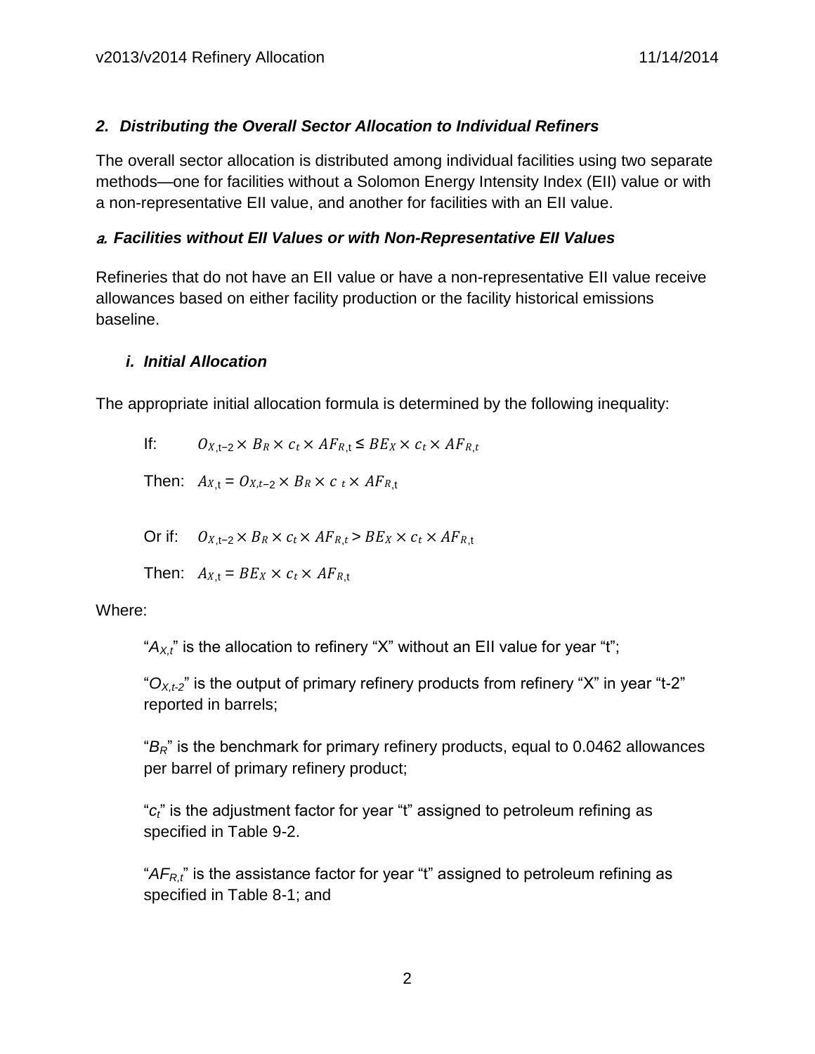## *2. Distributing the Overall Sector Allocation to Individual Refiners*

The overall sector allocation is distributed among individual facilities using two separate methods—one for facilities without a Solomon Energy Intensity Index (EII) value or with a non-representative EII value, and another for facilities with an EII value.

### *a. Facilities without EII Values or with Non-Representative EII Values*

Refineries that do not have an EII value or have a non-representative EII value receive allowances based on either facility production or the facility historical emissions baseline.

#### *i. Initial Allocation*

The appropriate initial allocation formula is determined by the following inequality:

If: $O_{X,t-2} \times B_R \times c_t \times AF_{R,t} \leq BE_X \times c_t \times AF_{R,t}$

Then: $A_{X,t} = O_{X,t-2} \times B_R \times c_t \times AF_{R,t}$

Or if: $O_{X,t-2} \times B_R \times c_t \times AF_{R,t} > BE_X \times c_t \times AF_{R,t}$

Then: $A_{X,t} = BE_X \times c_t \times AF_{R,t}$

Where:

"$A_{X,t}$" is the allocation to refinery "X" without an EII value for year "t";

"$O_{X,t-2}$" is the output of primary refinery products from refinery "X" in year "t-2" reported in barrels;

"$B_R$" is the benchmark for primary refinery products, equal to 0.0462 allowances per barrel of primary refinery product;

"$c_t$" is the adjustment factor for year "t" assigned to petroleum refining as specified in Table 9-2.

"$AF_{R,t}$" is the assistance factor for year "t" assigned to petroleum refining as specified in Table 8-1; and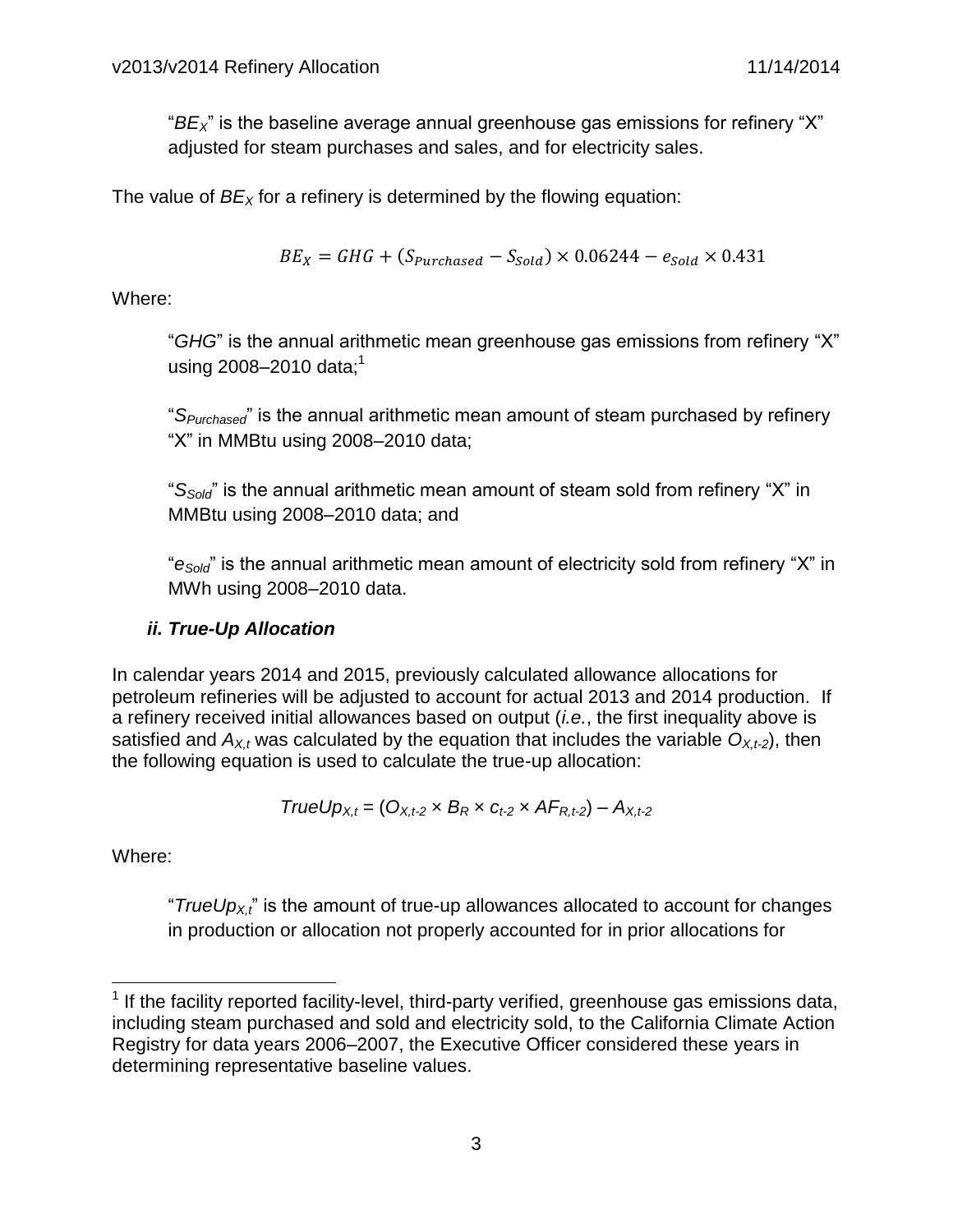"$BE_X$" is the baseline average annual greenhouse gas emissions for refinery "X" adjusted for steam purchases and sales, and for electricity sales.

The value of $BE_X$ for a refinery is determined by the flowing equation:

$$BE_X = GHG + (S_{Purchased} - S_{Sold}) \times 0.06244 - e_{Sold} \times 0.431$$

Where:

"$GHG$" is the annual arithmetic mean greenhouse gas emissions from refinery "X" using 2008–2010 data;[1]

"$S_{Purchased}$" is the annual arithmetic mean amount of steam purchased by refinery "X" in MMBtu using 2008–2010 data;

"$S_{Sold}$" is the annual arithmetic mean amount of steam sold from refinery "X" in MMBtu using 2008–2010 data; and

"$e_{Sold}$" is the annual arithmetic mean amount of electricity sold from refinery "X" in MWh using 2008–2010 data.

### *ii. True-Up Allocation*

In calendar years 2014 and 2015, previously calculated allowance allocations for petroleum refineries will be adjusted to account for actual 2013 and 2014 production. If a refinery received initial allowances based on output (*i.e.*, the first inequality above is satisfied and $A_{X,t}$ was calculated by the equation that includes the variable $O_{X,t-2}$), then the following equation is used to calculate the true-up allocation:

$$TrueUp_{X,t} = (O_{X,t-2} \times B_R \times c_{t-2} \times AF_{R,t-2}) - A_{X,t-2}$$

Where:

"$TrueUp_{X,t}$" is the amount of true-up allowances allocated to account for changes in production or allocation not properly accounted for in prior allocations for

---

[1] If the facility reported facility-level, third-party verified, greenhouse gas emissions data, including steam purchased and sold and electricity sold, to the California Climate Action Registry for data years 2006–2007, the Executive Officer considered these years in determining representative baseline values.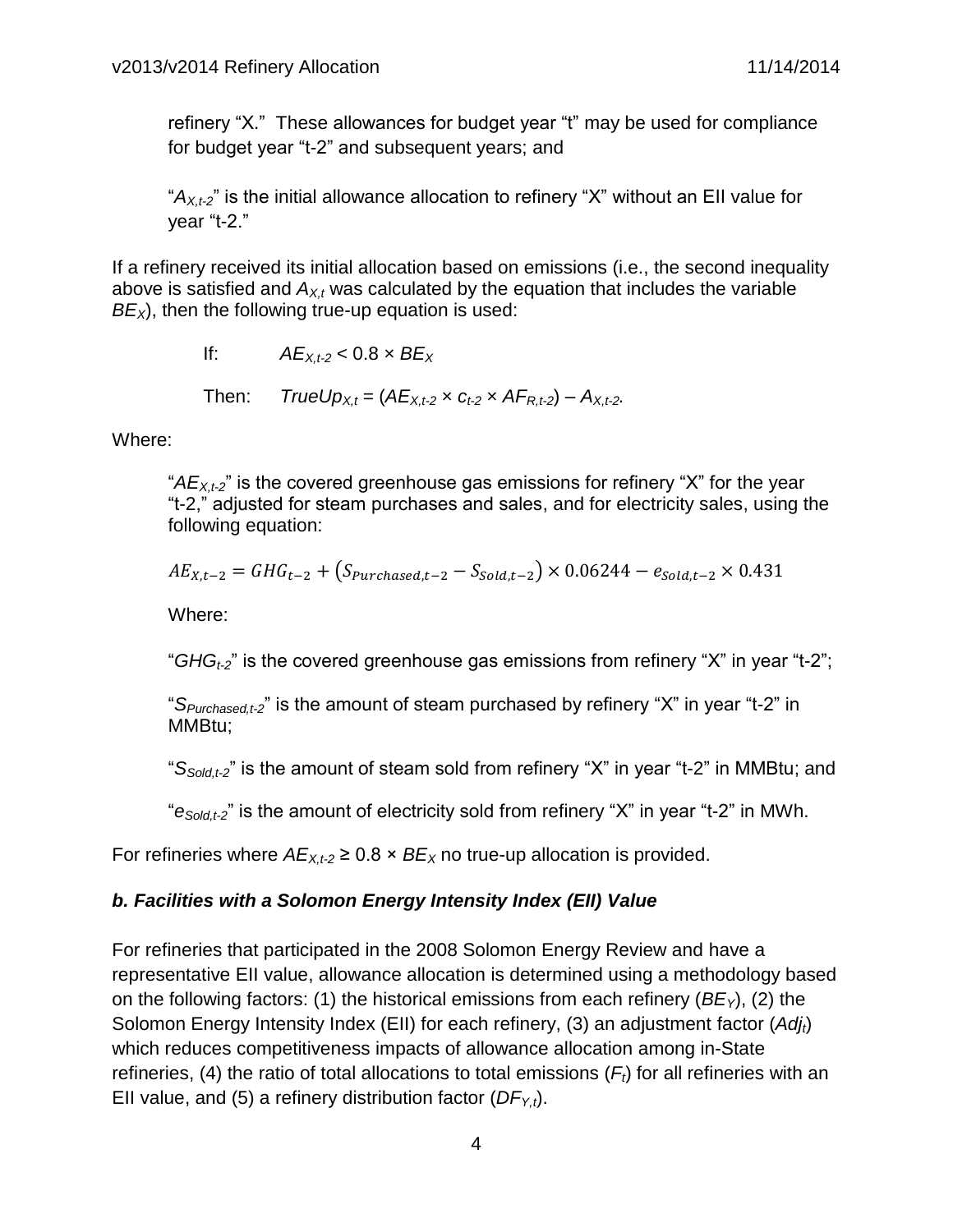refinery "X." These allowances for budget year "t" may be used for compliance for budget year "t-2" and subsequent years; and

"$A_{X,t-2}$" is the initial allowance allocation to refinery "X" without an EII value for year "t-2."

If a refinery received its initial allocation based on emissions (i.e., the second inequality above is satisfied and $A_{X,t}$ was calculated by the equation that includes the variable $BE_X$), then the following true-up equation is used:

If: $AE_{X,t-2} < 0.8 \times BE_X$

Then: $TrueUp_{X,t} = (AE_{X,t-2} \times c_{t-2} \times AF_{R,t-2}) - A_{X,t-2}$.

Where:

"$AE_{X,t-2}$" is the covered greenhouse gas emissions for refinery "X" for the year "t-2," adjusted for steam purchases and sales, and for electricity sales, using the following equation:

$$AE_{X,t-2} = GHG_{t-2} + (S_{Purchased,t-2} - S_{Sold,t-2}) \times 0.06244 - e_{Sold,t-2} \times 0.431$$

Where:

"$GHG_{t-2}$" is the covered greenhouse gas emissions from refinery "X" in year "t-2";

"$S_{Purchased,t-2}$" is the amount of steam purchased by refinery "X" in year "t-2" in MMBtu;

"$S_{Sold,t-2}$" is the amount of steam sold from refinery "X" in year "t-2" in MMBtu; and

"$e_{Sold,t-2}$" is the amount of electricity sold from refinery "X" in year "t-2" in MWh.

For refineries where $AE_{X,t-2} \geq 0.8 \times BE_X$ no true-up allocation is provided.

### *b. Facilities with a Solomon Energy Intensity Index (EII) Value*

For refineries that participated in the 2008 Solomon Energy Review and have a representative EII value, allowance allocation is determined using a methodology based on the following factors: (1) the historical emissions from each refinery ($BE_Y$), (2) the Solomon Energy Intensity Index (EII) for each refinery, (3) an adjustment factor ($Adj_t$) which reduces competitiveness impacts of allowance allocation among in-State refineries, (4) the ratio of total allocations to total emissions ($F_t$) for all refineries with an EII value, and (5) a refinery distribution factor ($DF_{Y,t}$).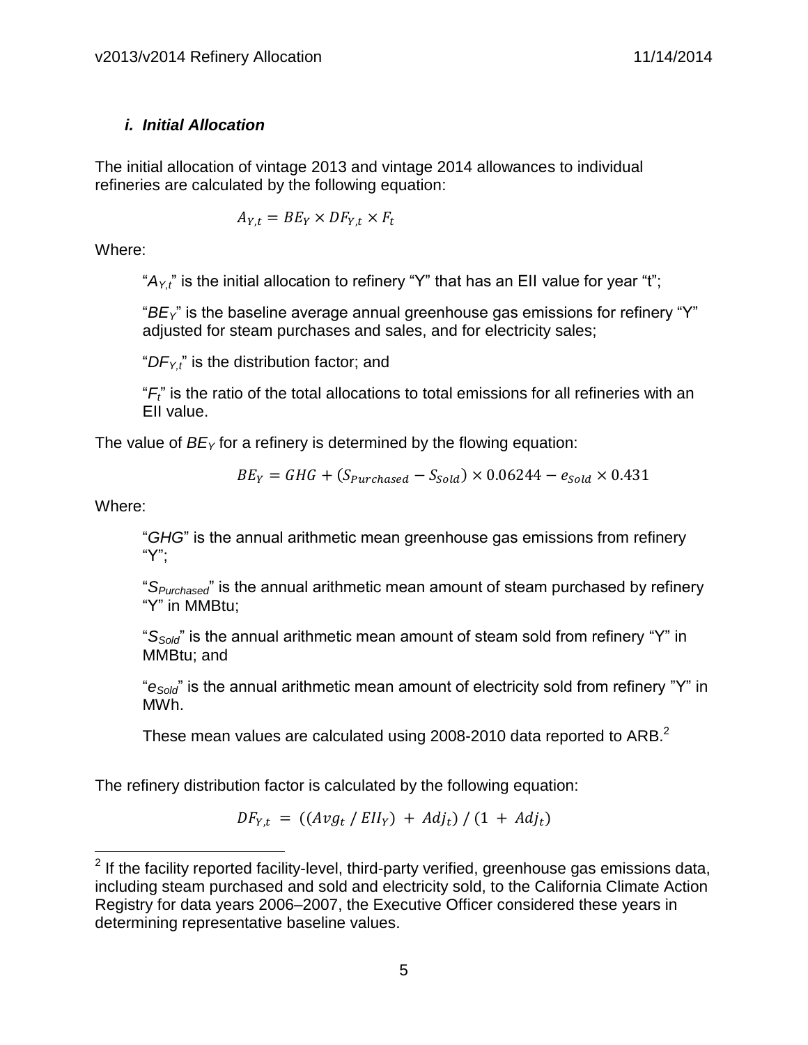### *i. Initial Allocation*

The initial allocation of vintage 2013 and vintage 2014 allowances to individual refineries are calculated by the following equation:

$$A_{Y,t} = BE_Y \times DF_{Y,t} \times F_t$$

Where:

"$A_{Y,t}$" is the initial allocation to refinery "Y" that has an EII value for year "t";

"$BE_Y$" is the baseline average annual greenhouse gas emissions for refinery "Y" adjusted for steam purchases and sales, and for electricity sales;

"$DF_{Y,t}$" is the distribution factor; and

"$F_t$" is the ratio of the total allocations to total emissions for all refineries with an EII value.

The value of $BE_Y$ for a refinery is determined by the flowing equation:

$$BE_Y = GHG + (S_{Purchased} - S_{Sold}) \times 0.06244 - e_{Sold} \times 0.431$$

Where:

"*GHG*" is the annual arithmetic mean greenhouse gas emissions from refinery "Y";

"$S_{Purchased}$" is the annual arithmetic mean amount of steam purchased by refinery "Y" in MMBtu;

"$S_{Sold}$" is the annual arithmetic mean amount of steam sold from refinery "Y" in MMBtu; and

"$e_{Sold}$" is the annual arithmetic mean amount of electricity sold from refinery "Y" in MWh.

These mean values are calculated using 2008-2010 data reported to ARB.[2]

The refinery distribution factor is calculated by the following equation:

$$DF_{Y,t} = ((Avg_t \,/\, EII_Y) + Adj_t) \,/\, (1 + Adj_t)$$

[2] If the facility reported facility-level, third-party verified, greenhouse gas emissions data, including steam purchased and sold and electricity sold, to the California Climate Action Registry for data years 2006–2007, the Executive Officer considered these years in determining representative baseline values.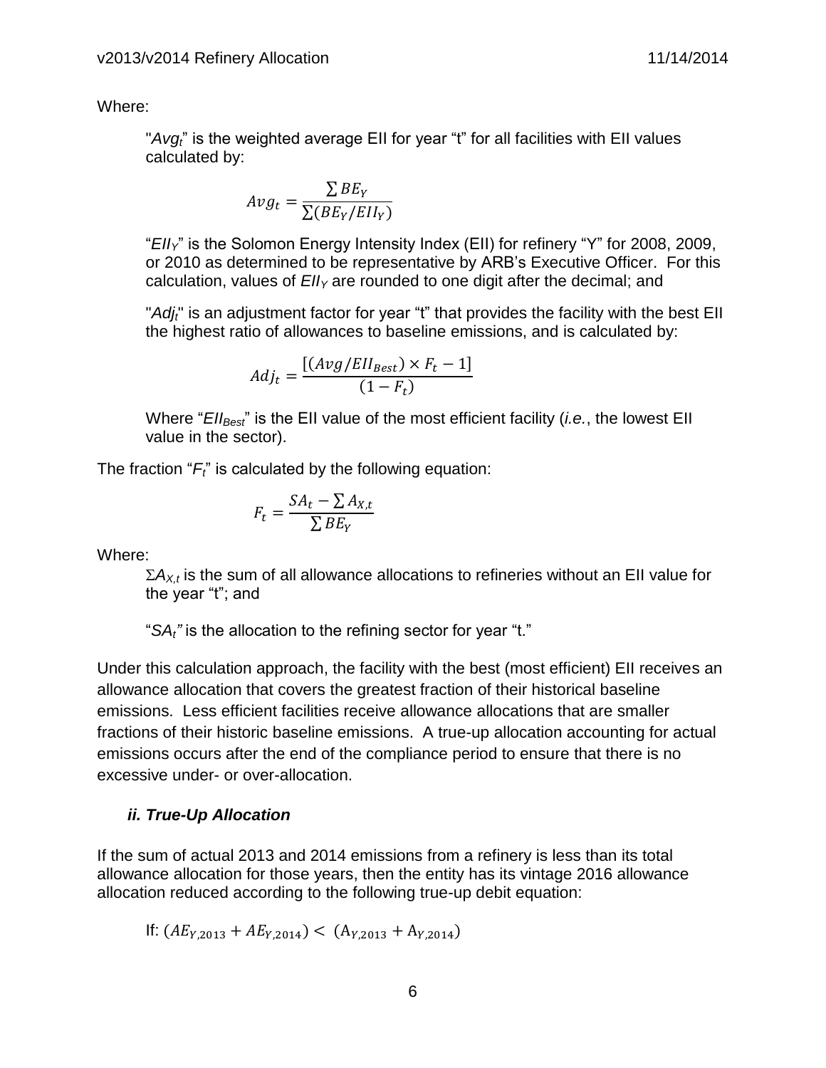Where:

> "$Avg_t$" is the weighted average EII for year "t" for all facilities with EII values calculated by:
>
> $$Avg_t = \frac{\sum BE_Y}{\sum(BE_Y/EII_Y)}$$
>
> "$EII_Y$" is the Solomon Energy Intensity Index (EII) for refinery "Y" for 2008, 2009, or 2010 as determined to be representative by ARB's Executive Officer. For this calculation, values of $EII_Y$ are rounded to one digit after the decimal; and
>
> "$Adj_t$" is an adjustment factor for year "t" that provides the facility with the best EII the highest ratio of allowances to baseline emissions, and is calculated by:
>
> $$Adj_t = \frac{[(Avg/EII_{Best}) \times F_t - 1]}{(1 - F_t)}$$
>
> Where "$EII_{Best}$" is the EII value of the most efficient facility (*i.e.*, the lowest EII value in the sector).

The fraction "$F_t$" is calculated by the following equation:

$$F_t = \frac{SA_t - \sum A_{X,t}}{\sum BE_Y}$$

Where:

> $\Sigma A_{X,t}$ is the sum of all allowance allocations to refineries without an EII value for the year "t"; and
>
> "$SA_t$" is the allocation to the refining sector for year "t."

Under this calculation approach, the facility with the best (most efficient) EII receives an allowance allocation that covers the greatest fraction of their historical baseline emissions. Less efficient facilities receive allowance allocations that are smaller fractions of their historic baseline emissions. A true-up allocation accounting for actual emissions occurs after the end of the compliance period to ensure that there is no excessive under- or over-allocation.

### *ii. True-Up Allocation*

If the sum of actual 2013 and 2014 emissions from a refinery is less than its total allowance allocation for those years, then the entity has its vintage 2016 allowance allocation reduced according to the following true-up debit equation:

> If: $(AE_{Y,2013} + AE_{Y,2014}) < (A_{Y,2013} + A_{Y,2014})$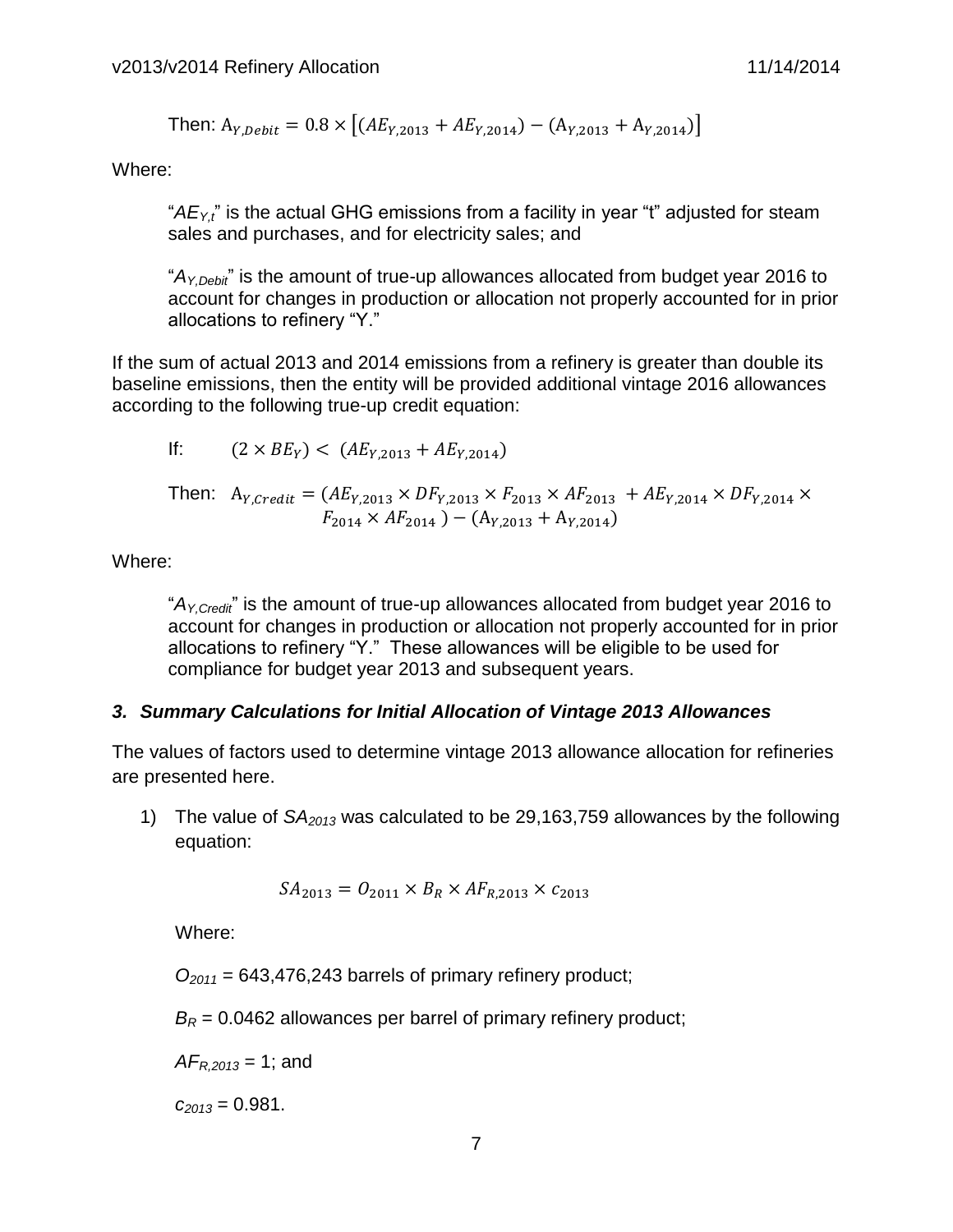Then: $A_{Y,Debit} = 0.8 \times \left[(AE_{Y,2013} + AE_{Y,2014}) - (A_{Y,2013} + A_{Y,2014})\right]$

Where:

"$AE_{Y,t}$" is the actual GHG emissions from a facility in year "t" adjusted for steam sales and purchases, and for electricity sales; and

"$A_{Y,Debit}$" is the amount of true-up allowances allocated from budget year 2016 to account for changes in production or allocation not properly accounted for in prior allocations to refinery "Y."

If the sum of actual 2013 and 2014 emissions from a refinery is greater than double its baseline emissions, then the entity will be provided additional vintage 2016 allowances according to the following true-up credit equation:

If: $(2 \times BE_Y) < (AE_{Y,2013} + AE_{Y,2014})$

Then: $A_{Y,Credit} = (AE_{Y,2013} \times DF_{Y,2013} \times F_{2013} \times AF_{2013} + AE_{Y,2014} \times DF_{Y,2014} \times F_{2014} \times AF_{2014}) - (A_{Y,2013} + A_{Y,2014})$

Where:

"$A_{Y,Credit}$" is the amount of true-up allowances allocated from budget year 2016 to account for changes in production or allocation not properly accounted for in prior allocations to refinery "Y." These allowances will be eligible to be used for compliance for budget year 2013 and subsequent years.

### *3. Summary Calculations for Initial Allocation of Vintage 2013 Allowances*

The values of factors used to determine vintage 2013 allowance allocation for refineries are presented here.

1) The value of $SA_{2013}$ was calculated to be 29,163,759 allowances by the following equation:

$$SA_{2013} = O_{2011} \times B_R \times AF_{R,2013} \times c_{2013}$$

Where:

$O_{2011}$ = 643,476,243 barrels of primary refinery product;

$B_R$ = 0.0462 allowances per barrel of primary refinery product;

$AF_{R,2013}$ = 1; and

$c_{2013}$ = 0.981.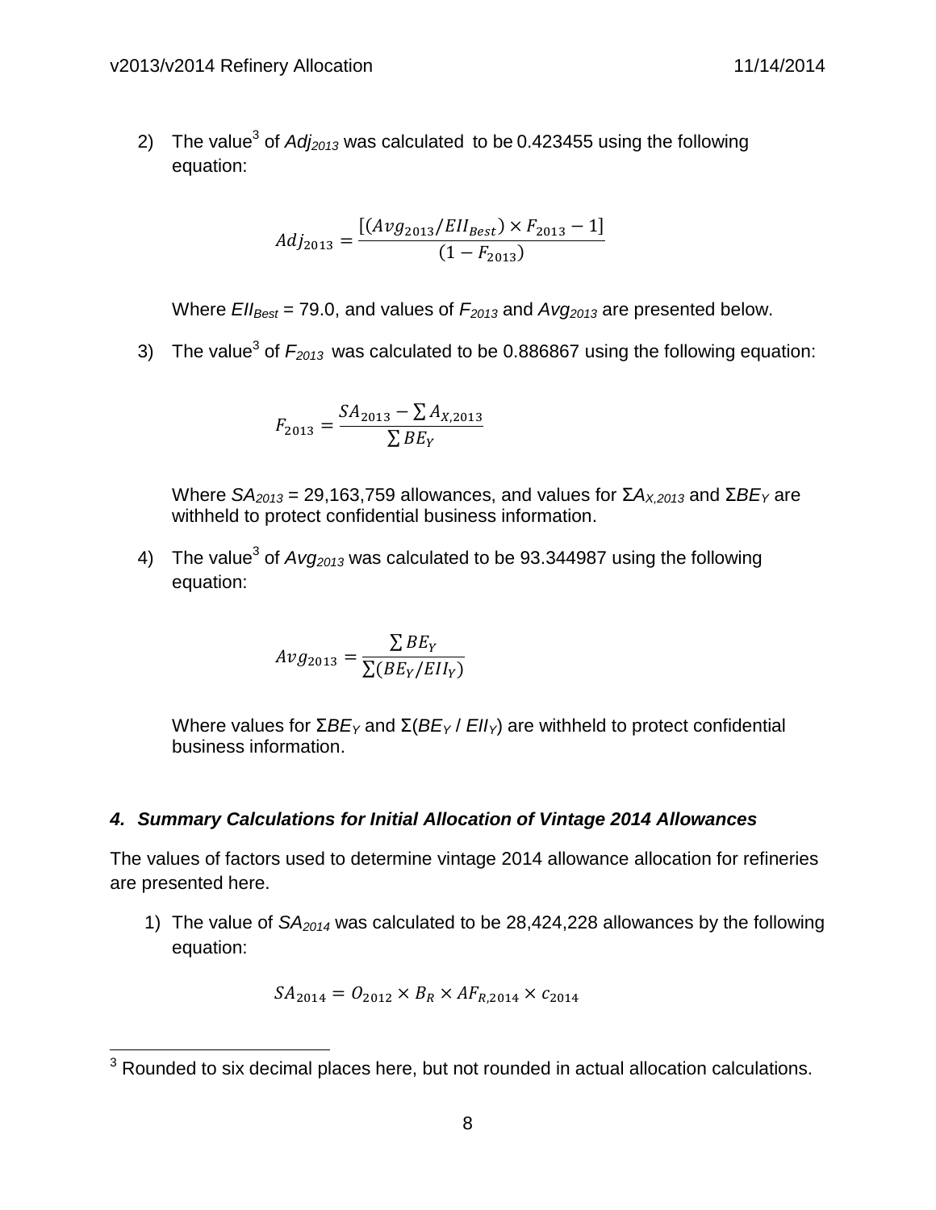2) The value[3] of $Adj_{2013}$ was calculated to be 0.423455 using the following equation:

$$Adj_{2013} = \frac{[(Avg_{2013}/EII_{Best}) \times F_{2013} - 1]}{(1 - F_{2013})}$$

Where $EII_{Best}$ = 79.0, and values of $F_{2013}$ and $Avg_{2013}$ are presented below.

3) The value[3] of $F_{2013}$ was calculated to be 0.886867 using the following equation:

$$F_{2013} = \frac{SA_{2013} - \sum A_{X,2013}}{\sum BE_Y}$$

Where $SA_{2013}$ = 29,163,759 allowances, and values for $\Sigma A_{X,2013}$ and $\Sigma BE_Y$ are withheld to protect confidential business information.

4) The value[3] of $Avg_{2013}$ was calculated to be 93.344987 using the following equation:

$$Avg_{2013} = \frac{\sum BE_Y}{\sum (BE_Y/EII_Y)}$$

Where values for $\Sigma BE_Y$ and $\Sigma(BE_Y / EII_Y)$ are withheld to protect confidential business information.

### *4. Summary Calculations for Initial Allocation of Vintage 2014 Allowances*

The values of factors used to determine vintage 2014 allowance allocation for refineries are presented here.

1) The value of $SA_{2014}$ was calculated to be 28,424,228 allowances by the following equation:

$$SA_{2014} = O_{2012} \times B_R \times AF_{R,2014} \times c_{2014}$$

---

[3] Rounded to six decimal places here, but not rounded in actual allocation calculations.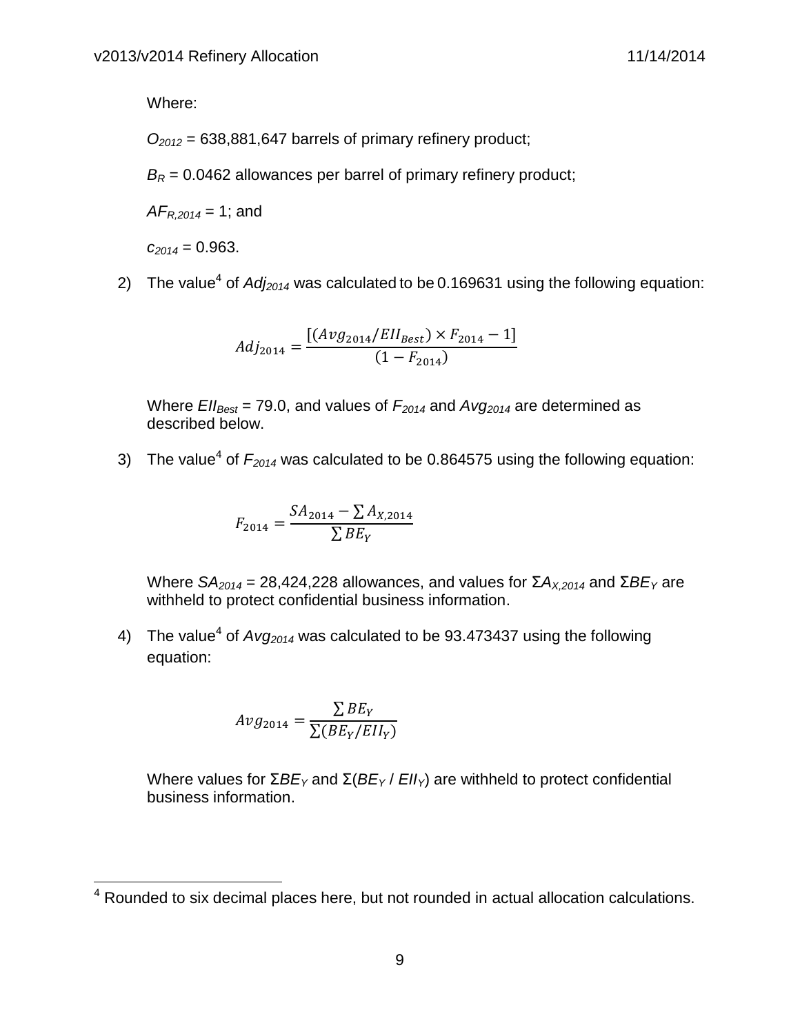Where:

$O_{2012}$ = 638,881,647 barrels of primary refinery product;

$B_R$ = 0.0462 allowances per barrel of primary refinery product;

$AF_{R,2014}$ = 1; and

$c_{2014}$ = 0.963.

2) The value[4] of $Adj_{2014}$ was calculated to be 0.169631 using the following equation:

$$Adj_{2014} = \frac{[(Avg_{2014}/EII_{Best}) \times F_{2014} - 1]}{(1 - F_{2014})}$$

Where $EII_{Best}$ = 79.0, and values of $F_{2014}$ and $Avg_{2014}$ are determined as described below.

3) The value[4] of $F_{2014}$ was calculated to be 0.864575 using the following equation:

$$F_{2014} = \frac{SA_{2014} - \sum A_{X,2014}}{\sum BE_Y}$$

Where $SA_{2014}$ = 28,424,228 allowances, and values for $\Sigma A_{X,2014}$ and $\Sigma BE_Y$ are withheld to protect confidential business information.

4) The value[4] of $Avg_{2014}$ was calculated to be 93.473437 using the following equation:

$$Avg_{2014} = \frac{\sum BE_Y}{\sum (BE_Y/EII_Y)}$$

Where values for $\Sigma BE_Y$ and $\Sigma(BE_Y / EII_Y)$ are withheld to protect confidential business information.

[4] Rounded to six decimal places here, but not rounded in actual allocation calculations.